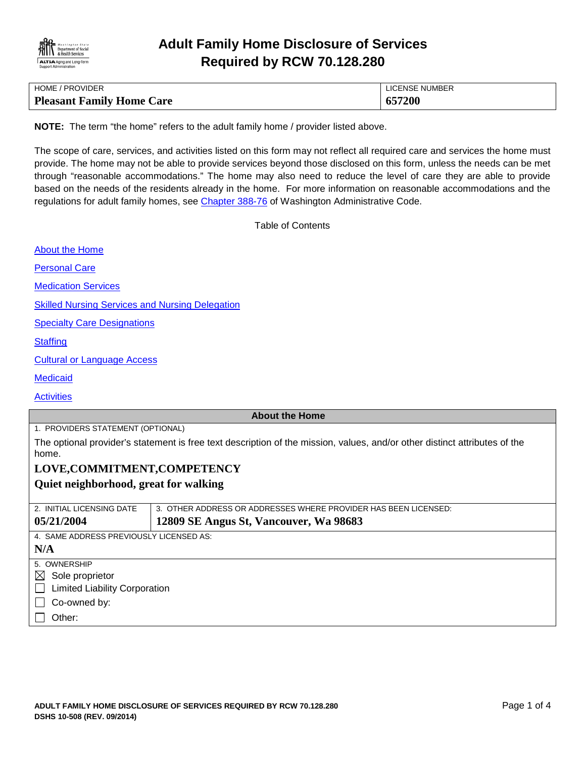# Adult Family Home Disclosure of Services Required by RCW 70.128.280

| HOME / PROVIDER | LICENSE NUMBER |
|---|---|
| **Pleasant Family Home Care** | **657200** |

**NOTE:** The term "the home" refers to the adult family home / provider listed above.

The scope of care, services, and activities listed on this form may not reflect all required care and services the home must provide. The home may not be able to provide services beyond those disclosed on this form, unless the needs can be met through "reasonable accommodations." The home may also need to reduce the level of care they are able to provide based on the needs of the residents already in the home. For more information on reasonable accommodations and the regulations for adult family homes, see Chapter 388-76 of Washington Administrative Code.

Table of Contents

- About the Home
- Personal Care
- Medication Services
- Skilled Nursing Services and Nursing Delegation
- Specialty Care Designations
- Staffing
- Cultural or Language Access
- Medicaid
- Activities

## About the Home

1. PROVIDERS STATEMENT (OPTIONAL)

The optional provider's statement is free text description of the mission, values, and/or other distinct attributes of the home.

**LOVE,COMMITMENT,COMPETENCY**

**Quiet neighborhood, great for walking**

| 2. INITIAL LICENSING DATE | 3. OTHER ADDRESS OR ADDRESSES WHERE PROVIDER HAS BEEN LICENSED: |
|---|---|
| **05/21/2004** | **12809 SE Angus St, Vancouver, Wa 98683** |

4. SAME ADDRESS PREVIOUSLY LICENSED AS:

**N/A**

5. OWNERSHIP

- ☒ Sole proprietor
- ☐ Limited Liability Corporation
- ☐ Co-owned by:
- ☐ Other: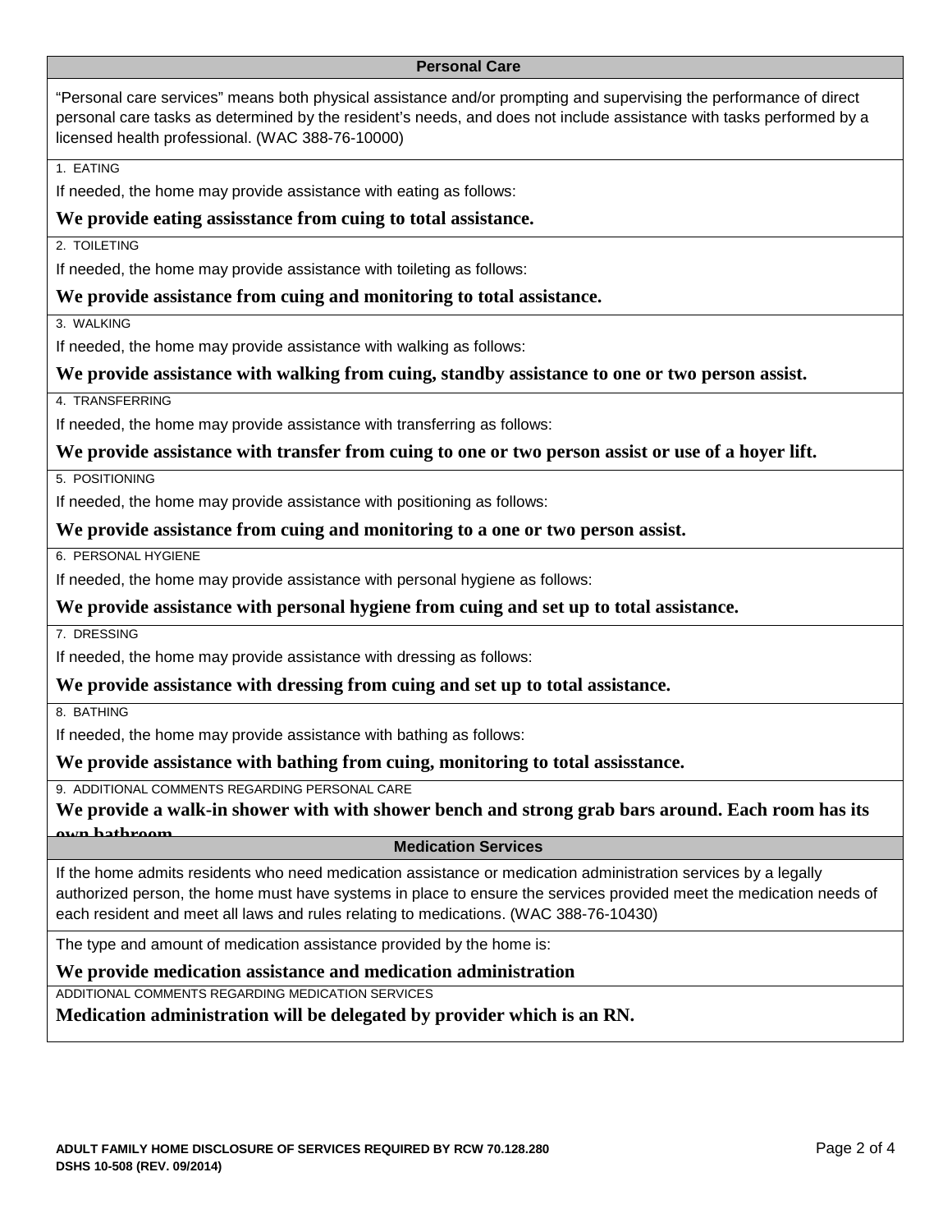## Personal Care

"Personal care services" means both physical assistance and/or prompting and supervising the performance of direct personal care tasks as determined by the resident's needs, and does not include assistance with tasks performed by a licensed health professional. (WAC 388-76-10000)

1. EATING

If needed, the home may provide assistance with eating as follows:

**We provide eating assisstance from cuing to total assistance.**

2. TOILETING

If needed, the home may provide assistance with toileting as follows:

**We provide assistance from cuing and monitoring to total assistance.**

3. WALKING

If needed, the home may provide assistance with walking as follows:

**We provide assistance with walking from cuing, standby assistance to one or two person assist.**

4. TRANSFERRING

If needed, the home may provide assistance with transferring as follows:

**We provide assistance with transfer from cuing to one or two person assist or use of a hoyer lift.**

5. POSITIONING

If needed, the home may provide assistance with positioning as follows:

**We provide assistance from cuing and monitoring to a one or two person assist.**

6. PERSONAL HYGIENE

If needed, the home may provide assistance with personal hygiene as follows:

**We provide assistance with personal hygiene from cuing and set up to total assistance.**

7. DRESSING

If needed, the home may provide assistance with dressing as follows:

**We provide assistance with dressing from cuing and set up to total assistance.**

8. BATHING

If needed, the home may provide assistance with bathing as follows:

**We provide assistance with bathing from cuing, monitoring to total assisstance.**

9. ADDITIONAL COMMENTS REGARDING PERSONAL CARE

**We provide a walk-in shower with with shower bench and strong grab bars around. Each room has its own bathroom**

## Medication Services

If the home admits residents who need medication assistance or medication administration services by a legally authorized person, the home must have systems in place to ensure the services provided meet the medication needs of each resident and meet all laws and rules relating to medications. (WAC 388-76-10430)

The type and amount of medication assistance provided by the home is:

**We provide medication assistance and medication administration**

ADDITIONAL COMMENTS REGARDING MEDICATION SERVICES

**Medication administration will be delegated by provider which is an RN.**

ADULT FAMILY HOME DISCLOSURE OF SERVICES REQUIRED BY RCW 70.128.280
DSHS 10-508 (REV. 09/2014)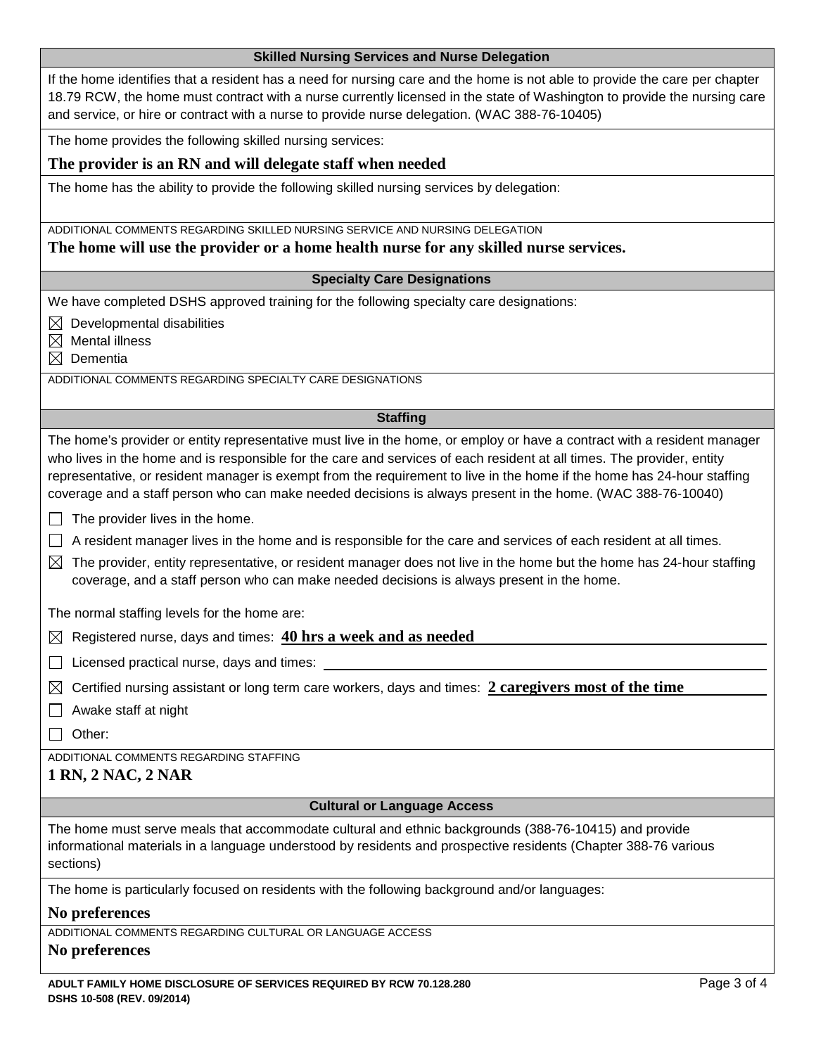## Skilled Nursing Services and Nurse Delegation

If the home identifies that a resident has a need for nursing care and the home is not able to provide the care per chapter 18.79 RCW, the home must contract with a nurse currently licensed in the state of Washington to provide the nursing care and service, or hire or contract with a nurse to provide nurse delegation. (WAC 388-76-10405)

The home provides the following skilled nursing services:

**The provider is an RN and will delegate staff when needed**

The home has the ability to provide the following skilled nursing services by delegation:

ADDITIONAL COMMENTS REGARDING SKILLED NURSING SERVICE AND NURSING DELEGATION

**The home will use the provider or a home health nurse for any skilled nurse services.**

## Specialty Care Designations

We have completed DSHS approved training for the following specialty care designations:

- ☒ Developmental disabilities
- ☒ Mental illness
- ☒ Dementia

ADDITIONAL COMMENTS REGARDING SPECIALTY CARE DESIGNATIONS

## Staffing

The home's provider or entity representative must live in the home, or employ or have a contract with a resident manager who lives in the home and is responsible for the care and services of each resident at all times. The provider, entity representative, or resident manager is exempt from the requirement to live in the home if the home has 24-hour staffing coverage and a staff person who can make needed decisions is always present in the home. (WAC 388-76-10040)

- ☐ The provider lives in the home.
- ☐ A resident manager lives in the home and is responsible for the care and services of each resident at all times.
- ☒ The provider, entity representative, or resident manager does not live in the home but the home has 24-hour staffing coverage, and a staff person who can make needed decisions is always present in the home.

The normal staffing levels for the home are:

- ☒ Registered nurse, days and times: **40 hrs a week and as needed**
- ☐ Licensed practical nurse, days and times:
- ☒ Certified nursing assistant or long term care workers, days and times: **2 caregivers most of the time**
- ☐ Awake staff at night
- ☐ Other:

ADDITIONAL COMMENTS REGARDING STAFFING

**1 RN, 2 NAC, 2 NAR**

## Cultural or Language Access

The home must serve meals that accommodate cultural and ethnic backgrounds (388-76-10415) and provide informational materials in a language understood by residents and prospective residents (Chapter 388-76 various sections)

The home is particularly focused on residents with the following background and/or languages:

**No preferences**

ADDITIONAL COMMENTS REGARDING CULTURAL OR LANGUAGE ACCESS

**No preferences**

ADULT FAMILY HOME DISCLOSURE OF SERVICES REQUIRED BY RCW 70.128.280
DSHS 10-508 (REV. 09/2014)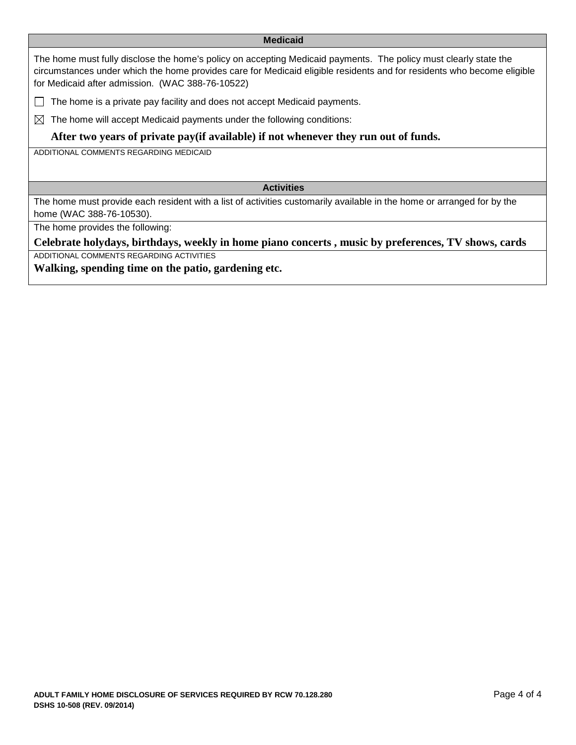## Medicaid

The home must fully disclose the home's policy on accepting Medicaid payments. The policy must clearly state the circumstances under which the home provides care for Medicaid eligible residents and for residents who become eligible for Medicaid after admission. (WAC 388-76-10522)

☐ The home is a private pay facility and does not accept Medicaid payments.

☒ The home will accept Medicaid payments under the following conditions:

**After two years of private pay(if available) if not whenever they run out of funds.**

ADDITIONAL COMMENTS REGARDING MEDICAID

## Activities

The home must provide each resident with a list of activities customarily available in the home or arranged for by the home (WAC 388-76-10530).

The home provides the following:

**Celebrate holydays, birthdays, weekly in home piano concerts , music by preferences, TV shows, cards**

ADDITIONAL COMMENTS REGARDING ACTIVITIES

**Walking, spending time on the patio, gardening etc.**

ADULT FAMILY HOME DISCLOSURE OF SERVICES REQUIRED BY RCW 70.128.280
DSHS 10-508 (REV. 09/2014)